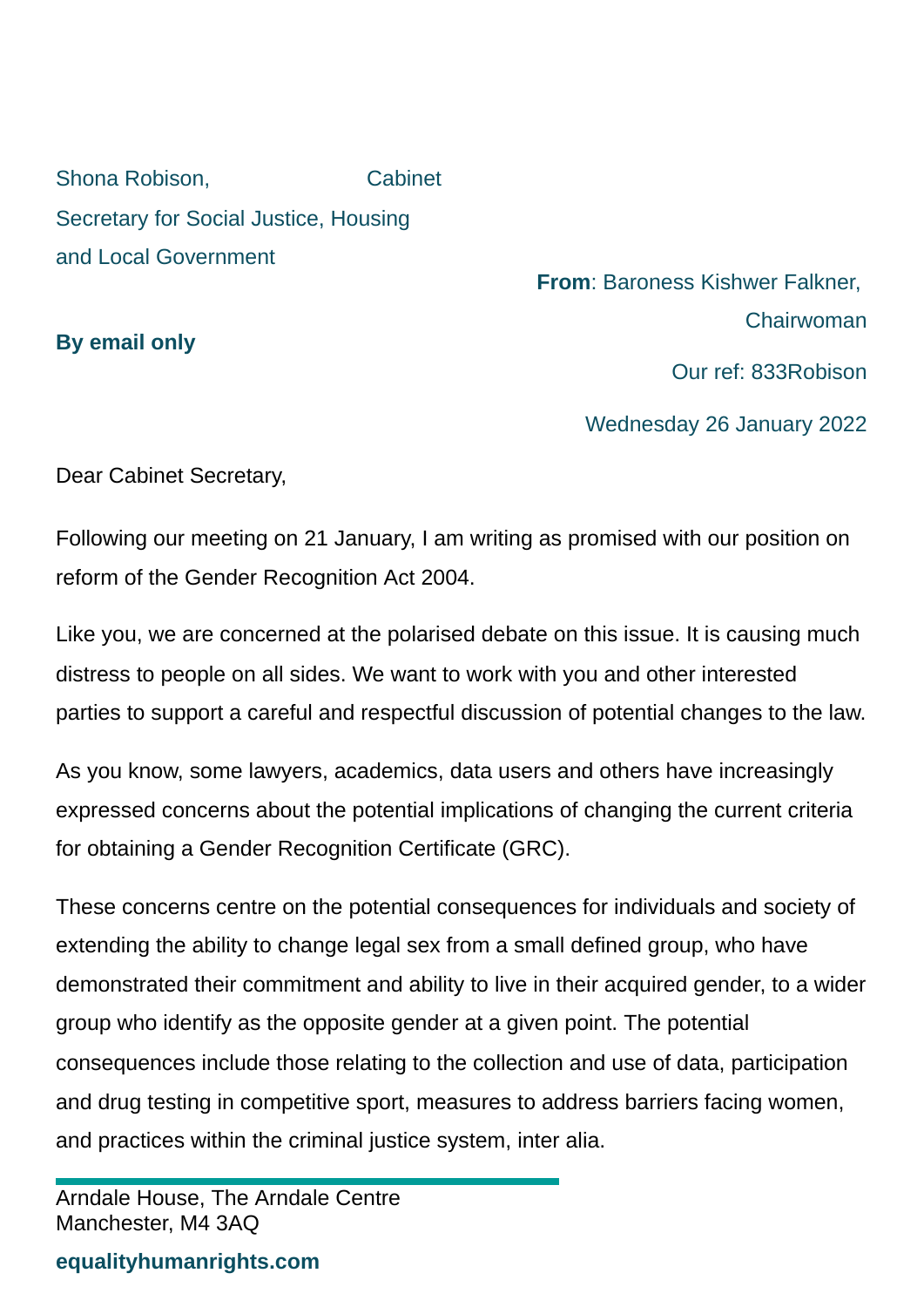Shona Robison, Cabinet Secretary for Social Justice, Housing and Local Government

**From**: Baroness Kishwer Falkner, Chairwoman

**By email only**

Our ref: 833Robison

Wednesday 26 January 2022

Dear Cabinet Secretary,

Following our meeting on 21 January, I am writing as promised with our position on reform of the Gender Recognition Act 2004.

Like you, we are concerned at the polarised debate on this issue. It is causing much distress to people on all sides. We want to work with you and other interested parties to support a careful and respectful discussion of potential changes to the law.

As you know, some lawyers, academics, data users and others have increasingly expressed concerns about the potential implications of changing the current criteria for obtaining a Gender Recognition Certificate (GRC).

These concerns centre on the potential consequences for individuals and society of extending the ability to change legal sex from a small defined group, who have demonstrated their commitment and ability to live in their acquired gender, to a wider group who identify as the opposite gender at a given point. The potential consequences include those relating to the collection and use of data, participation and drug testing in competitive sport, measures to address barriers facing women, and practices within the criminal justice system, inter alia.

Arndale House, The Arndale Centre
Manchester, M4 3AQ

**equalityhumanrights.com**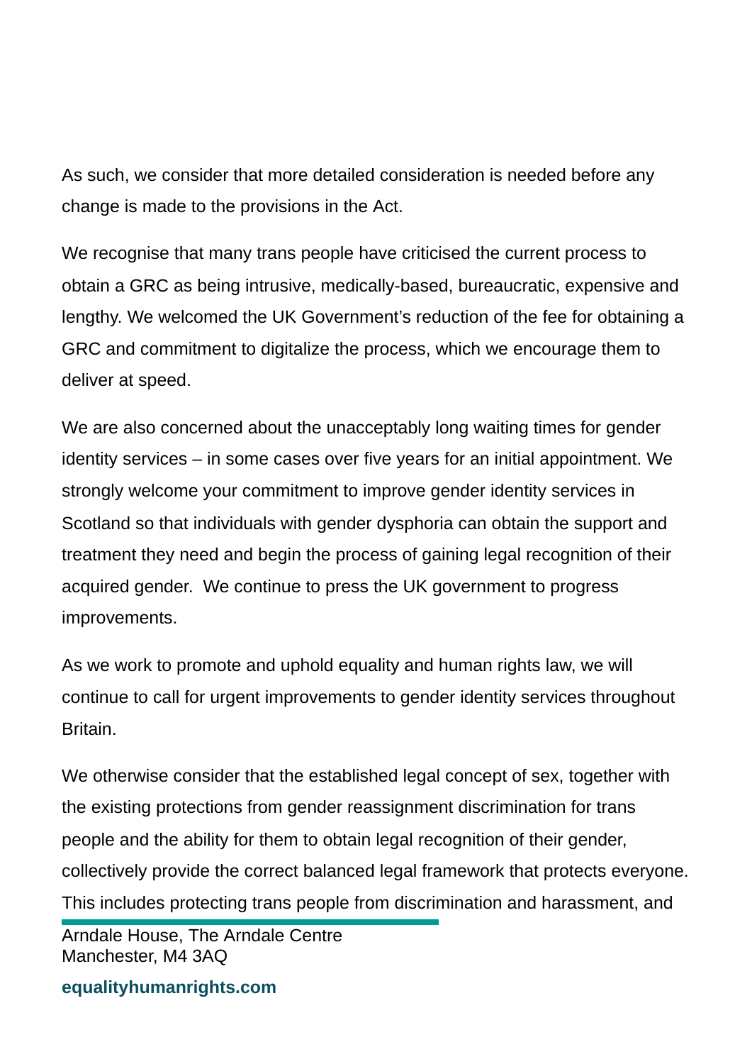As such, we consider that more detailed consideration is needed before any change is made to the provisions in the Act.

We recognise that many trans people have criticised the current process to obtain a GRC as being intrusive, medically-based, bureaucratic, expensive and lengthy. We welcomed the UK Government's reduction of the fee for obtaining a GRC and commitment to digitalize the process, which we encourage them to deliver at speed.

We are also concerned about the unacceptably long waiting times for gender identity services – in some cases over five years for an initial appointment. We strongly welcome your commitment to improve gender identity services in Scotland so that individuals with gender dysphoria can obtain the support and treatment they need and begin the process of gaining legal recognition of their acquired gender. We continue to press the UK government to progress improvements.

As we work to promote and uphold equality and human rights law, we will continue to call for urgent improvements to gender identity services throughout Britain.

We otherwise consider that the established legal concept of sex, together with the existing protections from gender reassignment discrimination for trans people and the ability for them to obtain legal recognition of their gender, collectively provide the correct balanced legal framework that protects everyone. This includes protecting trans people from discrimination and harassment, and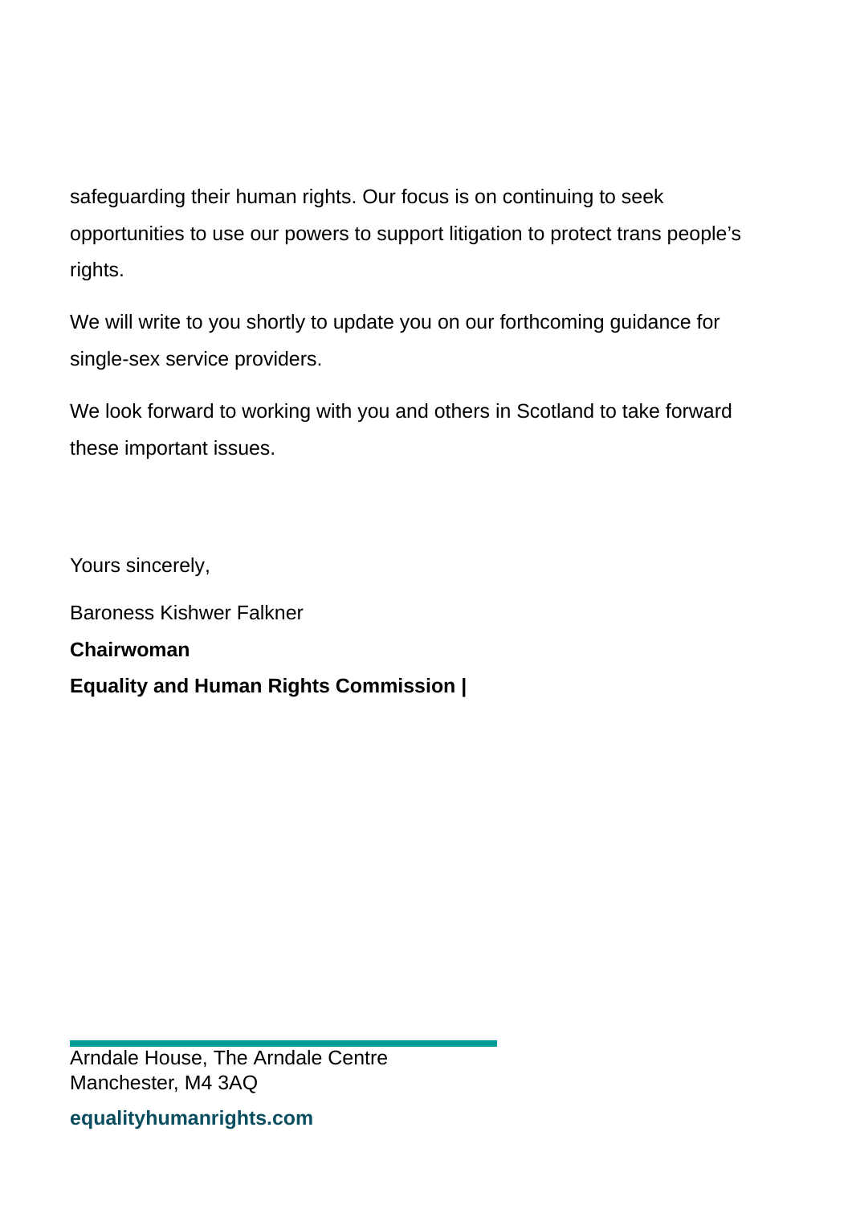safeguarding their human rights. Our focus is on continuing to seek opportunities to use our powers to support litigation to protect trans people's rights.

We will write to you shortly to update you on our forthcoming guidance for single-sex service providers.

We look forward to working with you and others in Scotland to take forward these important issues.

Yours sincerely,

Baroness Kishwer Falkner

**Chairwoman**

**Equality and Human Rights Commission |**

Arndale House, The Arndale Centre
Manchester, M4 3AQ

**equalityhumanrights.com**